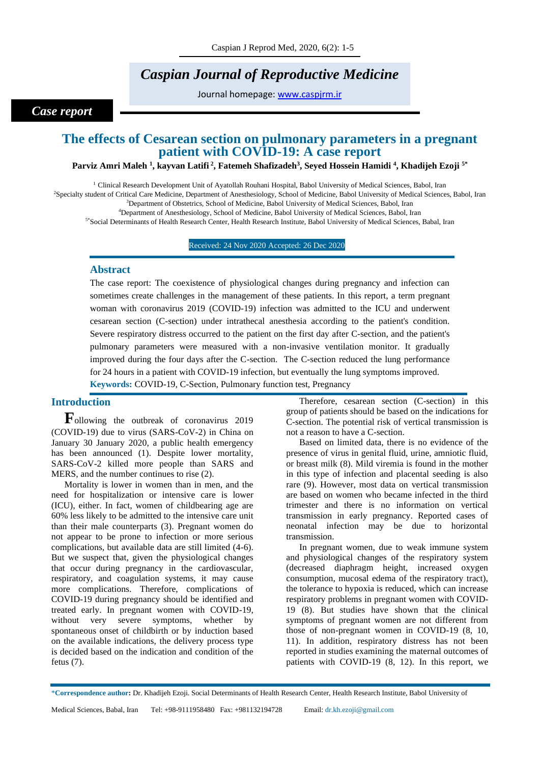*Caspian Journal of Reproductive Medicine*

Journal homepage: www.caspjrm.ir

*Case report*

# The effects of Cesarean section on pulmonary parameters in a pregnant patient with COVID-19: A case report

**Parviz Amri Maleh [1], kayvan Latifi [2], Fatemeh Shafizadeh[3], Seyed Hossein Hamidi [4], Khadijeh Ezoji [5*]**

[1] Clinical Research Development Unit of Ayatollah Rouhani Hospital, Babol University of Medical Sciences, Babol, Iran
[2] Specialty student of Critical Care Medicine, Department of Anesthesiology, School of Medicine, Babol University of Medical Sciences, Babol, Iran
[3] Department of Obstetrics, School of Medicine, Babol University of Medical Sciences, Babol, Iran
[4] Department of Anesthesiology, School of Medicine, Babol University of Medical Sciences, Babol, Iran
[5*] Social Determinants of Health Research Center, Health Research Institute, Babol University of Medical Sciences, Babal, Iran

Received: 24 Nov 2020 Accepted: 26 Dec 2020

## Abstract

The case report: The coexistence of physiological changes during pregnancy and infection can sometimes create challenges in the management of these patients. In this report, a term pregnant woman with coronavirus 2019 (COVID-19) infection was admitted to the ICU and underwent cesarean section (C-section) under intrathecal anesthesia according to the patient's condition. Severe respiratory distress occurred to the patient on the first day after C-section, and the patient's pulmonary parameters were measured with a non-invasive ventilation monitor. It gradually improved during the four days after the C-section. The C-section reduced the lung performance for 24 hours in a patient with COVID-19 infection, but eventually the lung symptoms improved.

**Keywords:** COVID-19, C-Section, Pulmonary function test, Pregnancy

## Introduction

Following the outbreak of coronavirus 2019 (COVID-19) due to virus (SARS-CoV-2) in China on January 30 January 2020, a public health emergency has been announced (1). Despite lower mortality, SARS-CoV-2 killed more people than SARS and MERS, and the number continues to rise (2).

Mortality is lower in women than in men, and the need for hospitalization or intensive care is lower (ICU), either. In fact, women of childbearing age are 60% less likely to be admitted to the intensive care unit than their male counterparts (3). Pregnant women do not appear to be prone to infection or more serious complications, but available data are still limited (4-6). But we suspect that, given the physiological changes that occur during pregnancy in the cardiovascular, respiratory, and coagulation systems, it may cause more complications. Therefore, complications of COVID-19 during pregnancy should be identified and treated early. In pregnant women with COVID-19, without very severe symptoms, whether by spontaneous onset of childbirth or by induction based on the available indications, the delivery process type is decided based on the indication and condition of the fetus (7).

Therefore, cesarean section (C-section) in this group of patients should be based on the indications for C-section. The potential risk of vertical transmission is not a reason to have a C-section.

Based on limited data, there is no evidence of the presence of virus in genital fluid, urine, amniotic fluid, or breast milk (8). Mild viremia is found in the mother in this type of infection and placental seeding is also rare (9). However, most data on vertical transmission are based on women who became infected in the third trimester and there is no information on vertical transmission in early pregnancy. Reported cases of neonatal infection may be due to horizontal transmission.

In pregnant women, due to weak immune system and physiological changes of the respiratory system (decreased diaphragm height, increased oxygen consumption, mucosal edema of the respiratory tract), the tolerance to hypoxia is reduced, which can increase respiratory problems in pregnant women with COVID-19 (8). But studies have shown that the clinical symptoms of pregnant women are not different from those of non-pregnant women in COVID-19 (8, 10, 11). In addition, respiratory distress has not been reported in studies examining the maternal outcomes of patients with COVID-19 (8, 12). In this report, we

*Correspondence author: Dr. Khadijeh Ezoji. Social Determinants of Health Research Center, Health Research Institute, Babol University of Medical Sciences, Babal, Iran Tel: +98-9111958480 Fax: +981132194728 Email: dr.kh.ezoji@gmail.com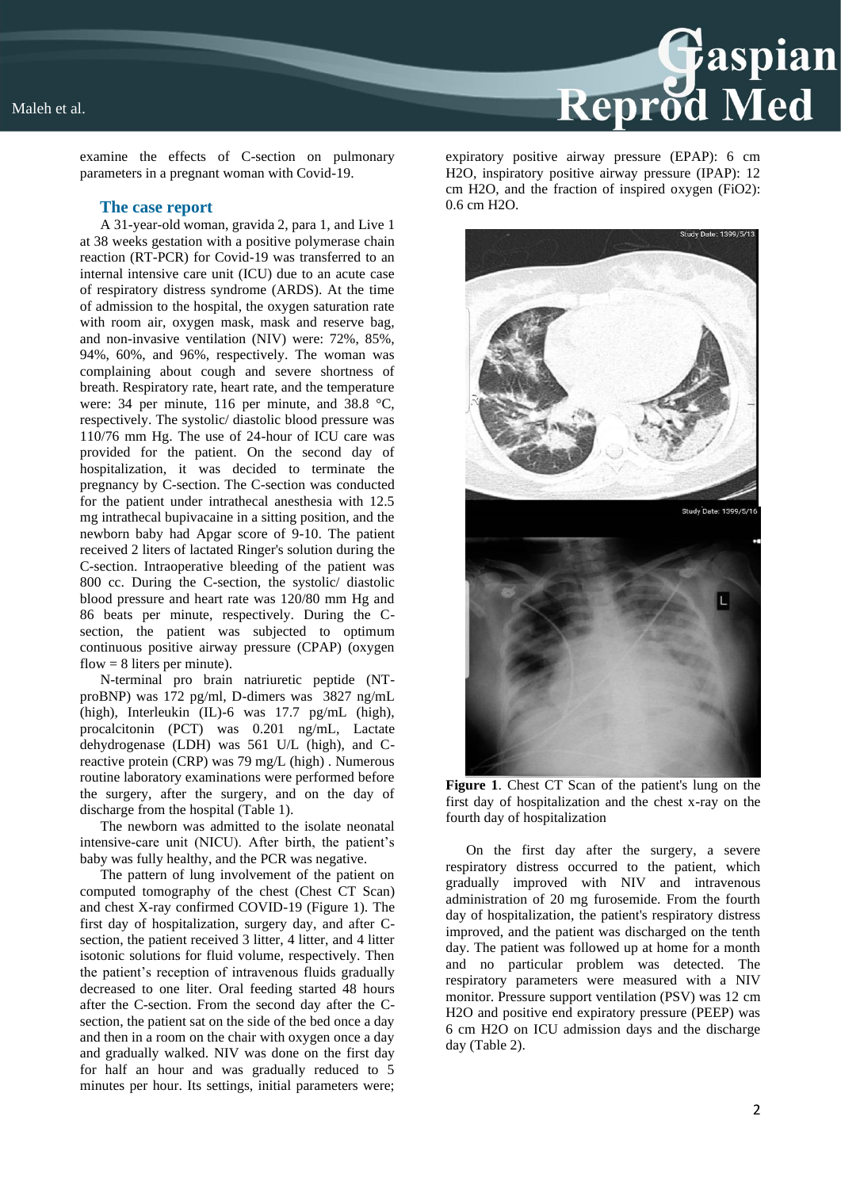examine the effects of C-section on pulmonary parameters in a pregnant woman with Covid-19.

## The case report

A 31-year-old woman, gravida 2, para 1, and Live 1 at 38 weeks gestation with a positive polymerase chain reaction (RT-PCR) for Covid-19 was transferred to an internal intensive care unit (ICU) due to an acute case of respiratory distress syndrome (ARDS). At the time of admission to the hospital, the oxygen saturation rate with room air, oxygen mask, mask and reserve bag, and non-invasive ventilation (NIV) were: 72%, 85%, 94%, 60%, and 96%, respectively. The woman was complaining about cough and severe shortness of breath. Respiratory rate, heart rate, and the temperature were: 34 per minute, 116 per minute, and 38.8 °C, respectively. The systolic/ diastolic blood pressure was 110/76 mm Hg. The use of 24-hour of ICU care was provided for the patient. On the second day of hospitalization, it was decided to terminate the pregnancy by C-section. The C-section was conducted for the patient under intrathecal anesthesia with 12.5 mg intrathecal bupivacaine in a sitting position, and the newborn baby had Apgar score of 9-10. The patient received 2 liters of lactated Ringer's solution during the C-section. Intraoperative bleeding of the patient was 800 cc. During the C-section, the systolic/ diastolic blood pressure and heart rate was 120/80 mm Hg and 86 beats per minute, respectively. During the C-section, the patient was subjected to optimum continuous positive airway pressure (CPAP) (oxygen flow = 8 liters per minute).

N-terminal pro brain natriuretic peptide (NT-proBNP) was 172 pg/ml, D-dimers was 3827 ng/mL (high), Interleukin (IL)-6 was 17.7 pg/mL (high), procalcitonin (PCT) was 0.201 ng/mL, Lactate dehydrogenase (LDH) was 561 U/L (high), and C-reactive protein (CRP) was 79 mg/L (high) . Numerous routine laboratory examinations were performed before the surgery, after the surgery, and on the day of discharge from the hospital (Table 1).

The newborn was admitted to the isolate neonatal intensive-care unit (NICU). After birth, the patient's baby was fully healthy, and the PCR was negative.

The pattern of lung involvement of the patient on computed tomography of the chest (Chest CT Scan) and chest X-ray confirmed COVID-19 (Figure 1). The first day of hospitalization, surgery day, and after C-section, the patient received 3 litter, 4 litter, and 4 litter isotonic solutions for fluid volume, respectively. Then the patient's reception of intravenous fluids gradually decreased to one liter. Oral feeding started 48 hours after the C-section. From the second day after the C-section, the patient sat on the side of the bed once a day and then in a room on the chair with oxygen once a day and gradually walked. NIV was done on the first day for half an hour and was gradually reduced to 5 minutes per hour. Its settings, initial parameters were; expiratory positive airway pressure (EPAP): 6 cm $H_2O$, inspiratory positive airway pressure (IPAP): 12 cm $H_2O$, and the fraction of inspired oxygen ($FiO_2$): 0.6 cm $H_2O$.

**Figure 1**. Chest CT Scan of the patient's lung on the first day of hospitalization and the chest x-ray on the fourth day of hospitalization

On the first day after the surgery, a severe respiratory distress occurred to the patient, which gradually improved with NIV and intravenous administration of 20 mg furosemide. From the fourth day of hospitalization, the patient's respiratory distress improved, and the patient was discharged on the tenth day. The patient was followed up at home for a month and no particular problem was detected. The respiratory parameters were measured with a NIV monitor. Pressure support ventilation (PSV) was 12 cm $H_2O$ and positive end expiratory pressure (PEEP) was 6 cm $H_2O$ on ICU admission days and the discharge day (Table 2).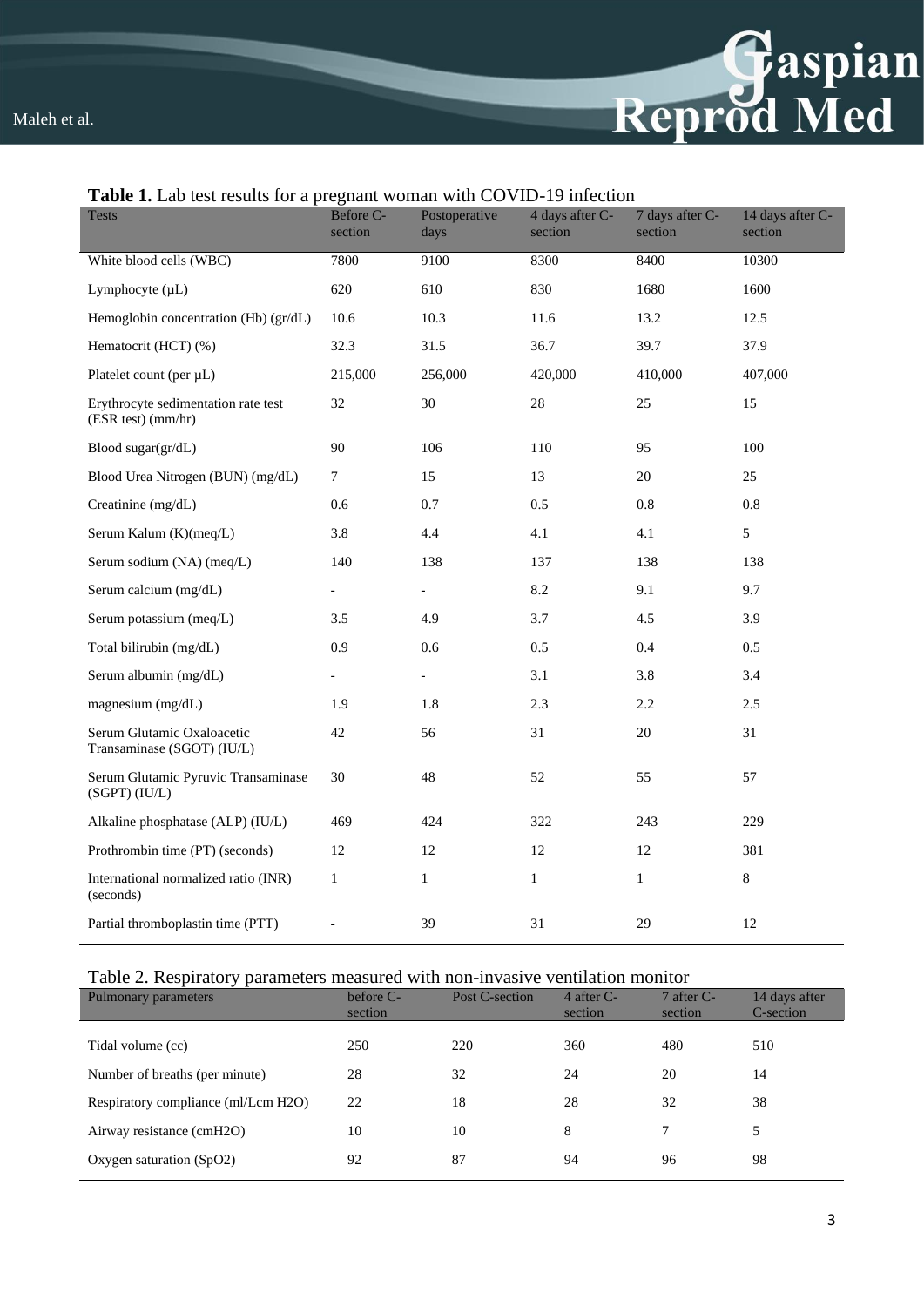**Table 1.** Lab test results for a pregnant woman with COVID-19 infection

| Tests | Before C-section | Postoperative days | 4 days after C-section | 7 days after C-section | 14 days after C-section |
|---|---|---|---|---|---|
| White blood cells (WBC) | 7800 | 9100 | 8300 | 8400 | 10300 |
| Lymphocyte (µL) | 620 | 610 | 830 | 1680 | 1600 |
| Hemoglobin concentration (Hb) (gr/dL) | 10.6 | 10.3 | 11.6 | 13.2 | 12.5 |
| Hematocrit (HCT) (%) | 32.3 | 31.5 | 36.7 | 39.7 | 37.9 |
| Platelet count (per µL) | 215,000 | 256,000 | 420,000 | 410,000 | 407,000 |
| Erythrocyte sedimentation rate test (ESR test) (mm/hr) | 32 | 30 | 28 | 25 | 15 |
| Blood sugar(gr/dL) | 90 | 106 | 110 | 95 | 100 |
| Blood Urea Nitrogen (BUN) (mg/dL) | 7 | 15 | 13 | 20 | 25 |
| Creatinine (mg/dL) | 0.6 | 0.7 | 0.5 | 0.8 | 0.8 |
| Serum Kalum (K)(meq/L) | 3.8 | 4.4 | 4.1 | 4.1 | 5 |
| Serum sodium (NA) (meq/L) | 140 | 138 | 137 | 138 | 138 |
| Serum calcium (mg/dL) | - | - | 8.2 | 9.1 | 9.7 |
| Serum potassium (meq/L) | 3.5 | 4.9 | 3.7 | 4.5 | 3.9 |
| Total bilirubin (mg/dL) | 0.9 | 0.6 | 0.5 | 0.4 | 0.5 |
| Serum albumin (mg/dL) | - | - | 3.1 | 3.8 | 3.4 |
| magnesium (mg/dL) | 1.9 | 1.8 | 2.3 | 2.2 | 2.5 |
| Serum Glutamic Oxaloacetic Transaminase (SGOT) (IU/L) | 42 | 56 | 31 | 20 | 31 |
| Serum Glutamic Pyruvic Transaminase (SGPT) (IU/L) | 30 | 48 | 52 | 55 | 57 |
| Alkaline phosphatase (ALP) (IU/L) | 469 | 424 | 322 | 243 | 229 |
| Prothrombin time (PT) (seconds) | 12 | 12 | 12 | 12 | 381 |
| International normalized ratio (INR) (seconds) | 1 | 1 | 1 | 1 | 8 |
| Partial thromboplastin time (PTT) | - | 39 | 31 | 29 | 12 |

Table 2. Respiratory parameters measured with non-invasive ventilation monitor

| Pulmonary parameters | before C-section | Post C-section | 4 after C-section | 7 after C-section | 14 days after C-section |
|---|---|---|---|---|---|
| Tidal volume (cc) | 250 | 220 | 360 | 480 | 510 |
| Number of breaths (per minute) | 28 | 32 | 24 | 20 | 14 |
| Respiratory compliance (ml/Lcm H2O) | 22 | 18 | 28 | 32 | 38 |
| Airway resistance (cmH2O) | 10 | 10 | 8 | 7 | 5 |
| Oxygen saturation (SpO2) | 92 | 87 | 94 | 96 | 98 |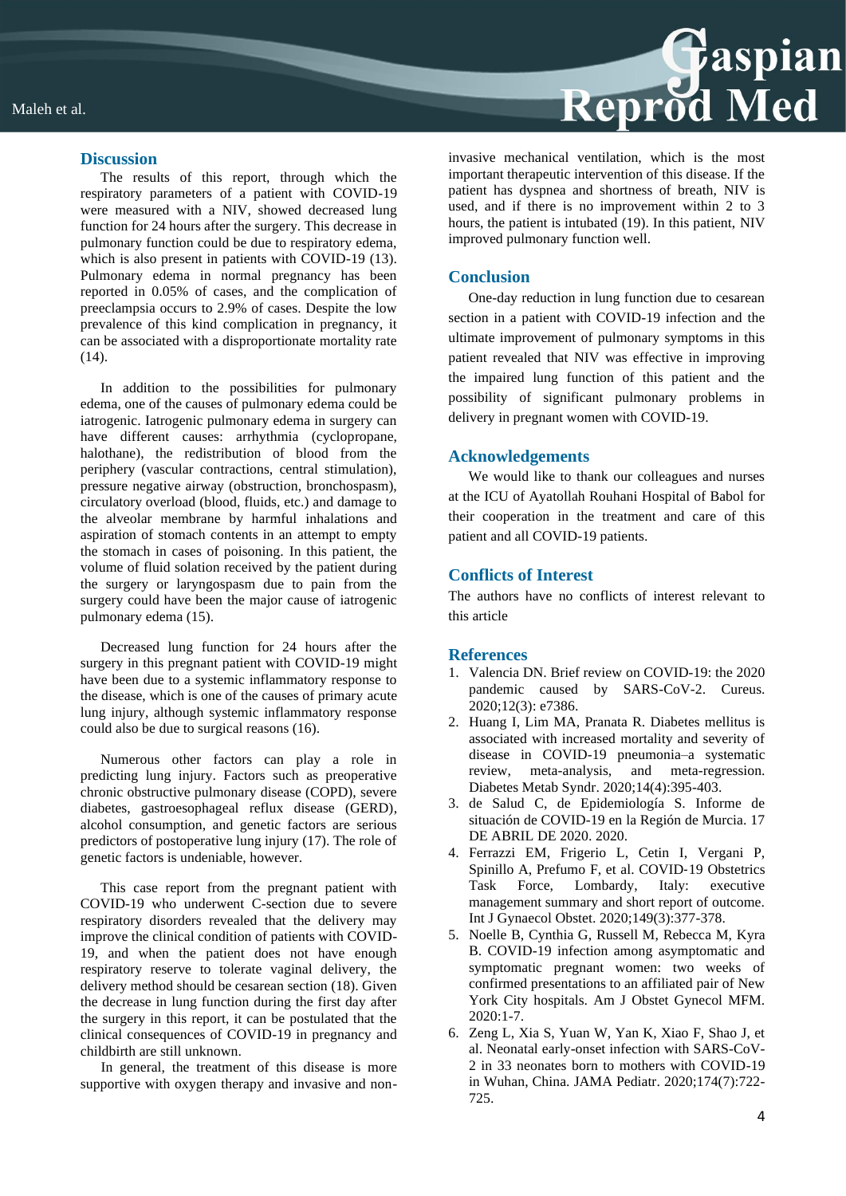## Discussion

The results of this report, through which the respiratory parameters of a patient with COVID-19 were measured with a NIV, showed decreased lung function for 24 hours after the surgery. This decrease in pulmonary function could be due to respiratory edema, which is also present in patients with COVID-19 (13). Pulmonary edema in normal pregnancy has been reported in 0.05% of cases, and the complication of preeclampsia occurs to 2.9% of cases. Despite the low prevalence of this kind complication in pregnancy, it can be associated with a disproportionate mortality rate (14).

In addition to the possibilities for pulmonary edema, one of the causes of pulmonary edema could be iatrogenic. Iatrogenic pulmonary edema in surgery can have different causes: arrhythmia (cyclopropane, halothane), the redistribution of blood from the periphery (vascular contractions, central stimulation), pressure negative airway (obstruction, bronchospasm), circulatory overload (blood, fluids, etc.) and damage to the alveolar membrane by harmful inhalations and aspiration of stomach contents in an attempt to empty the stomach in cases of poisoning. In this patient, the volume of fluid solation received by the patient during the surgery or laryngospasm due to pain from the surgery could have been the major cause of iatrogenic pulmonary edema (15).

Decreased lung function for 24 hours after the surgery in this pregnant patient with COVID-19 might have been due to a systemic inflammatory response to the disease, which is one of the causes of primary acute lung injury, although systemic inflammatory response could also be due to surgical reasons (16).

Numerous other factors can play a role in predicting lung injury. Factors such as preoperative chronic obstructive pulmonary disease (COPD), severe diabetes, gastroesophageal reflux disease (GERD), alcohol consumption, and genetic factors are serious predictors of postoperative lung injury (17). The role of genetic factors is undeniable, however.

This case report from the pregnant patient with COVID-19 who underwent C-section due to severe respiratory disorders revealed that the delivery may improve the clinical condition of patients with COVID-19, and when the patient does not have enough respiratory reserve to tolerate vaginal delivery, the delivery method should be cesarean section (18). Given the decrease in lung function during the first day after the surgery in this report, it can be postulated that the clinical consequences of COVID-19 in pregnancy and childbirth are still unknown.

In general, the treatment of this disease is more supportive with oxygen therapy and invasive and non-invasive mechanical ventilation, which is the most important therapeutic intervention of this disease. If the patient has dyspnea and shortness of breath, NIV is used, and if there is no improvement within 2 to 3 hours, the patient is intubated (19). In this patient, NIV improved pulmonary function well.

## Conclusion

One-day reduction in lung function due to cesarean section in a patient with COVID-19 infection and the ultimate improvement of pulmonary symptoms in this patient revealed that NIV was effective in improving the impaired lung function of this patient and the possibility of significant pulmonary problems in delivery in pregnant women with COVID-19.

## Acknowledgements

We would like to thank our colleagues and nurses at the ICU of Ayatollah Rouhani Hospital of Babol for their cooperation in the treatment and care of this patient and all COVID-19 patients.

## Conflicts of Interest

The authors have no conflicts of interest relevant to this article

## References

1. Valencia DN. Brief review on COVID-19: the 2020 pandemic caused by SARS-CoV-2. Cureus. 2020;12(3): e7386.
2. Huang I, Lim MA, Pranata R. Diabetes mellitus is associated with increased mortality and severity of disease in COVID-19 pneumonia–a systematic review, meta-analysis, and meta-regression. Diabetes Metab Syndr. 2020;14(4):395-403.
3. de Salud C, de Epidemiología S. Informe de situación de COVID-19 en la Región de Murcia. 17 DE ABRIL DE 2020. 2020.
4. Ferrazzi EM, Frigerio L, Cetin I, Vergani P, Spinillo A, Prefumo F, et al. COVID‐19 Obstetrics Task Force, Lombardy, Italy: executive management summary and short report of outcome. Int J Gynaecol Obstet. 2020;149(3):377-378.
5. Noelle B, Cynthia G, Russell M, Rebecca M, Kyra B. COVID-19 infection among asymptomatic and symptomatic pregnant women: two weeks of confirmed presentations to an affiliated pair of New York City hospitals. Am J Obstet Gynecol MFM. 2020:1-7.
6. Zeng L, Xia S, Yuan W, Yan K, Xiao F, Shao J, et al. Neonatal early-onset infection with SARS-CoV-2 in 33 neonates born to mothers with COVID-19 in Wuhan, China. JAMA Pediatr. 2020;174(7):722-725.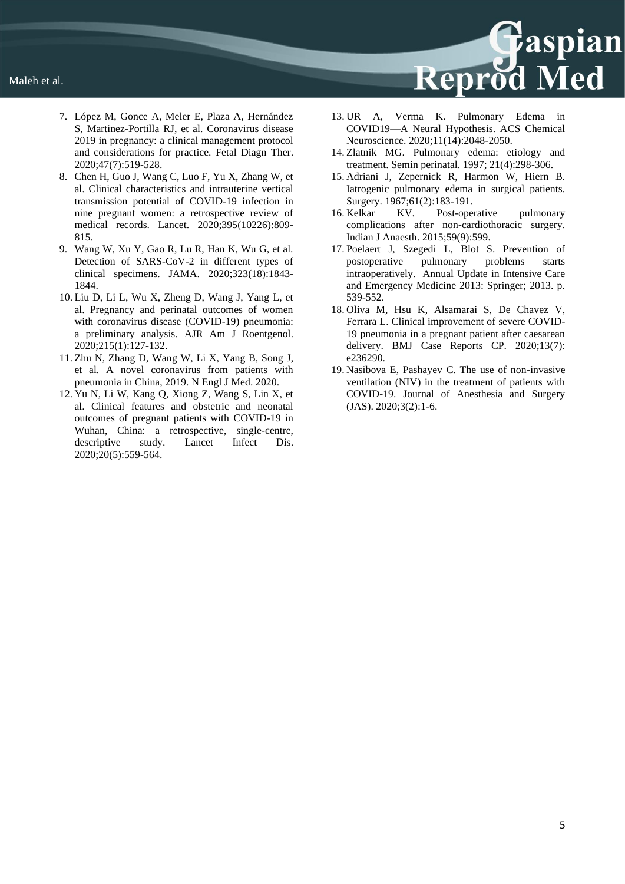7. López M, Gonce A, Meler E, Plaza A, Hernández S, Martinez-Portilla RJ, et al. Coronavirus disease 2019 in pregnancy: a clinical management protocol and considerations for practice. Fetal Diagn Ther. 2020;47(7):519-528.
8. Chen H, Guo J, Wang C, Luo F, Yu X, Zhang W, et al. Clinical characteristics and intrauterine vertical transmission potential of COVID-19 infection in nine pregnant women: a retrospective review of medical records. Lancet. 2020;395(10226):809-815.
9. Wang W, Xu Y, Gao R, Lu R, Han K, Wu G, et al. Detection of SARS-CoV-2 in different types of clinical specimens. JAMA. 2020;323(18):1843-1844.
10. Liu D, Li L, Wu X, Zheng D, Wang J, Yang L, et al. Pregnancy and perinatal outcomes of women with coronavirus disease (COVID-19) pneumonia: a preliminary analysis. AJR Am J Roentgenol. 2020;215(1):127-132.
11. Zhu N, Zhang D, Wang W, Li X, Yang B, Song J, et al. A novel coronavirus from patients with pneumonia in China, 2019. N Engl J Med. 2020.
12. Yu N, Li W, Kang Q, Xiong Z, Wang S, Lin X, et al. Clinical features and obstetric and neonatal outcomes of pregnant patients with COVID-19 in Wuhan, China: a retrospective, single-centre, descriptive study. Lancet Infect Dis. 2020;20(5):559-564.
13. UR A, Verma K. Pulmonary Edema in COVID19—A Neural Hypothesis. ACS Chemical Neuroscience. 2020;11(14):2048-2050.
14. Zlatnik MG. Pulmonary edema: etiology and treatment. Semin perinatal. 1997; 21(4):298-306.
15. Adriani J, Zepernick R, Harmon W, Hiern B. Iatrogenic pulmonary edema in surgical patients. Surgery. 1967;61(2):183-191.
16. Kelkar KV. Post-operative pulmonary complications after non-cardiothoracic surgery. Indian J Anaesth. 2015;59(9):599.
17. Poelaert J, Szegedi L, Blot S. Prevention of postoperative pulmonary problems starts intraoperatively. Annual Update in Intensive Care and Emergency Medicine 2013: Springer; 2013. p. 539-552.
18. Oliva M, Hsu K, Alsamarai S, De Chavez V, Ferrara L. Clinical improvement of severe COVID-19 pneumonia in a pregnant patient after caesarean delivery. BMJ Case Reports CP. 2020;13(7): e236290.
19. Nasibova E, Pashayev C. The use of non-invasive ventilation (NIV) in the treatment of patients with COVID-19. Journal of Anesthesia and Surgery (JAS). 2020;3(2):1-6.